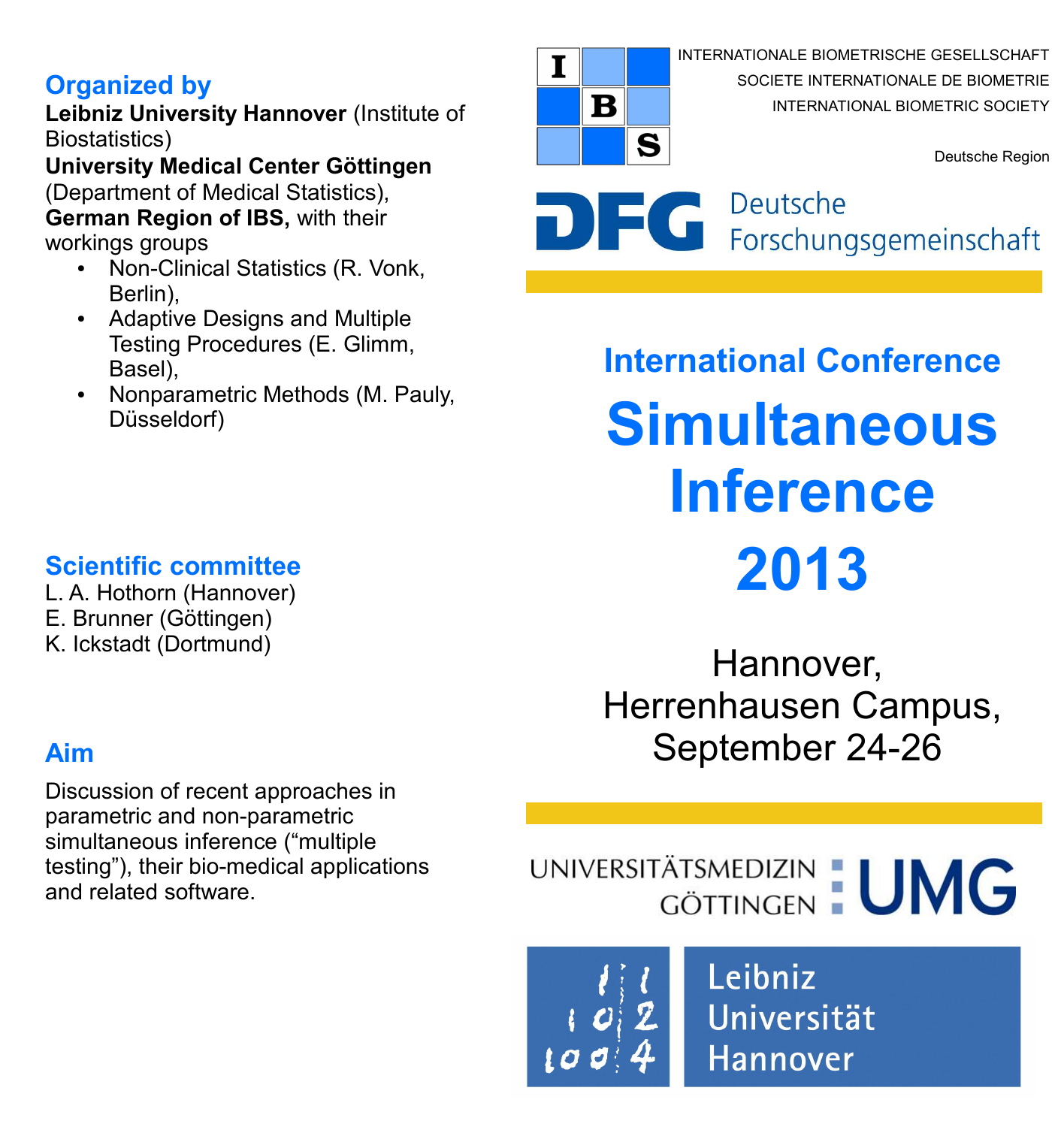## Organized by

**Leibniz University Hannover** (Institute of Biostatistics)
**University Medical Center Göttingen** (Department of Medical Statistics),
**German Region of IBS,** with their workings groups

- Non-Clinical Statistics (R. Vonk, Berlin),
- Adaptive Designs and Multiple Testing Procedures (E. Glimm, Basel),
- Nonparametric Methods (M. Pauly, Düsseldorf)

## Scientific committee

L. A. Hothorn (Hannover)
E. Brunner (Göttingen)
K. Ickstadt (Dortmund)

## Aim

Discussion of recent approaches in parametric and non-parametric simultaneous inference ("multiple testing"), their bio-medical applications and related software.

INTERNATIONALE BIOMETRISCHE GESELLSCHAFT
SOCIETE INTERNATIONALE DE BIOMETRIE
INTERNATIONAL BIOMETRIC SOCIETY

Deutsche Region

DFG Deutsche Forschungsgemeinschaft

### International Conference

# Simultaneous Inference 2013

Hannover,
Herrenhausen Campus,
September 24-26

UNIVERSITÄTSMEDIZIN GÖTTINGEN UMG

Leibniz Universität Hannover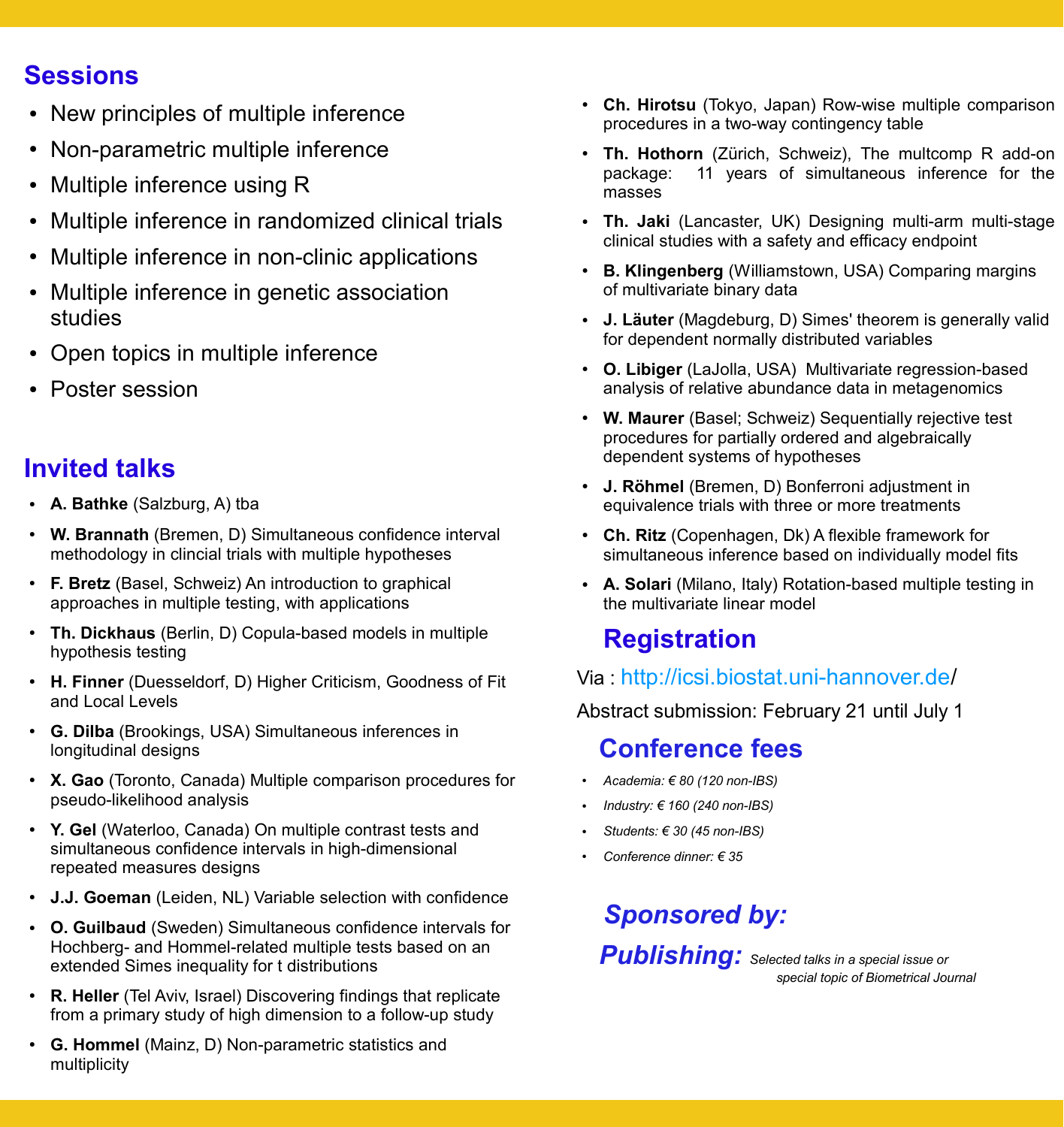## Sessions

- New principles of multiple inference
- Non-parametric multiple inference
- Multiple inference using R
- Multiple inference in randomized clinical trials
- Multiple inference in non-clinic applications
- Multiple inference in genetic association studies
- Open topics in multiple inference
- Poster session

## Invited talks

- **A. Bathke** (Salzburg, A) tba
- **W. Brannath** (Bremen, D) Simultaneous confidence interval methodology in clincial trials with multiple hypotheses
- **F. Bretz** (Basel, Schweiz) An introduction to graphical approaches in multiple testing, with applications
- **Th. Dickhaus** (Berlin, D) Copula-based models in multiple hypothesis testing
- **H. Finner** (Duesseldorf, D) Higher Criticism, Goodness of Fit and Local Levels
- **G. Dilba** (Brookings, USA) Simultaneous inferences in longitudinal designs
- **X. Gao** (Toronto, Canada) Multiple comparison procedures for pseudo-likelihood analysis
- **Y. Gel** (Waterloo, Canada) On multiple contrast tests and simultaneous confidence intervals in high-dimensional repeated measures designs
- **J.J. Goeman** (Leiden, NL) Variable selection with confidence
- **O. Guilbaud** (Sweden) Simultaneous confidence intervals for Hochberg- and Hommel-related multiple tests based on an extended Simes inequality for t distributions
- **R. Heller** (Tel Aviv, Israel) Discovering findings that replicate from a primary study of high dimension to a follow-up study
- **G. Hommel** (Mainz, D) Non-parametric statistics and multiplicity
- **Ch. Hirotsu** (Tokyo, Japan) Row-wise multiple comparison procedures in a two-way contingency table
- **Th. Hothorn** (Zürich, Schweiz), The multcomp R add-on package: 11 years of simultaneous inference for the masses
- **Th. Jaki** (Lancaster, UK) Designing multi-arm multi-stage clinical studies with a safety and efficacy endpoint
- **B. Klingenberg** (Williamstown, USA) Comparing margins of multivariate binary data
- **J. Läuter** (Magdeburg, D) Simes' theorem is generally valid for dependent normally distributed variables
- **O. Libiger** (LaJolla, USA) Multivariate regression-based analysis of relative abundance data in metagenomics
- **W. Maurer** (Basel; Schweiz) Sequentially rejective test procedures for partially ordered and algebraically dependent systems of hypotheses
- **J. Röhmel** (Bremen, D) Bonferroni adjustment in equivalence trials with three or more treatments
- **Ch. Ritz** (Copenhagen, Dk) A flexible framework for simultaneous inference based on individually model fits
- **A. Solari** (Milano, Italy) Rotation-based multiple testing in the multivariate linear model

## Registration

Via : http://icsi.biostat.uni-hannover.de/

Abstract submission: February 21 until July 1

## Conference fees

- *Academia: € 80 (120 non-IBS)*
- *Industry: € 160 (240 non-IBS)*
- *Students: € 30 (45 non-IBS)*
- *Conference dinner: € 35*

## *Sponsored by:*

## *Publishing:*

*Selected talks in a special issue or special topic of Biometrical Journal*